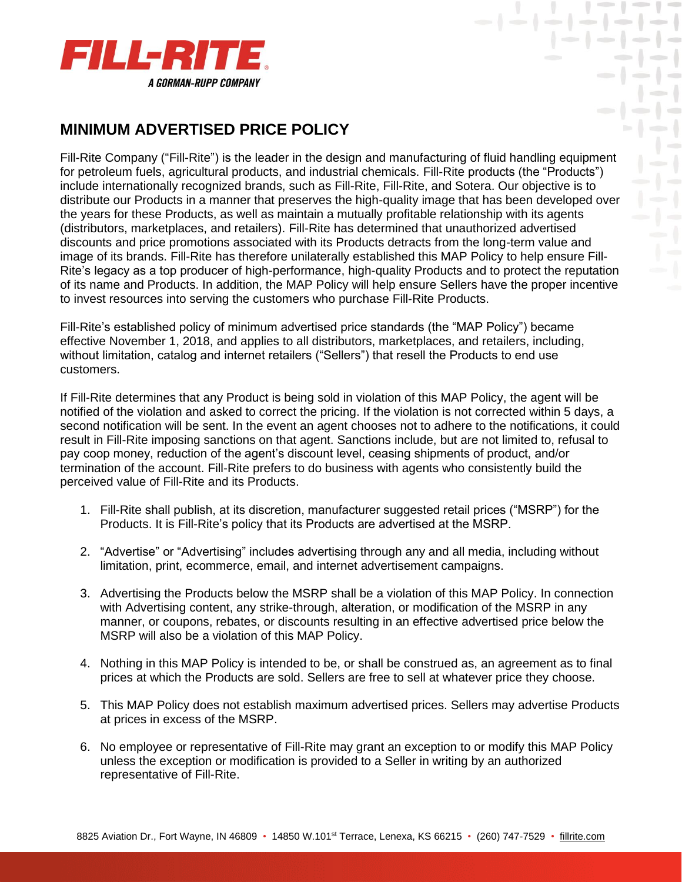**FILL-RITE**®
*A GORMAN-RUPP COMPANY*

## MINIMUM ADVERTISED PRICE POLICY

Fill-Rite Company ("Fill-Rite") is the leader in the design and manufacturing of fluid handling equipment for petroleum fuels, agricultural products, and industrial chemicals. Fill-Rite products (the "Products") include internationally recognized brands, such as Fill-Rite, Fill-Rite, and Sotera. Our objective is to distribute our Products in a manner that preserves the high-quality image that has been developed over the years for these Products, as well as maintain a mutually profitable relationship with its agents (distributors, marketplaces, and retailers). Fill-Rite has determined that unauthorized advertised discounts and price promotions associated with its Products detracts from the long-term value and image of its brands. Fill-Rite has therefore unilaterally established this MAP Policy to help ensure Fill-Rite's legacy as a top producer of high-performance, high-quality Products and to protect the reputation of its name and Products. In addition, the MAP Policy will help ensure Sellers have the proper incentive to invest resources into serving the customers who purchase Fill-Rite Products.

Fill-Rite's established policy of minimum advertised price standards (the "MAP Policy") became effective November 1, 2018, and applies to all distributors, marketplaces, and retailers, including, without limitation, catalog and internet retailers ("Sellers") that resell the Products to end use customers.

If Fill-Rite determines that any Product is being sold in violation of this MAP Policy, the agent will be notified of the violation and asked to correct the pricing. If the violation is not corrected within 5 days, a second notification will be sent. In the event an agent chooses not to adhere to the notifications, it could result in Fill-Rite imposing sanctions on that agent. Sanctions include, but are not limited to, refusal to pay coop money, reduction of the agent's discount level, ceasing shipments of product, and/or termination of the account. Fill-Rite prefers to do business with agents who consistently build the perceived value of Fill-Rite and its Products.

1. Fill-Rite shall publish, at its discretion, manufacturer suggested retail prices ("MSRP") for the Products. It is Fill-Rite's policy that its Products are advertised at the MSRP.

2. "Advertise" or "Advertising" includes advertising through any and all media, including without limitation, print, ecommerce, email, and internet advertisement campaigns.

3. Advertising the Products below the MSRP shall be a violation of this MAP Policy. In connection with Advertising content, any strike-through, alteration, or modification of the MSRP in any manner, or coupons, rebates, or discounts resulting in an effective advertised price below the MSRP will also be a violation of this MAP Policy.

4. Nothing in this MAP Policy is intended to be, or shall be construed as, an agreement as to final prices at which the Products are sold. Sellers are free to sell at whatever price they choose.

5. This MAP Policy does not establish maximum advertised prices. Sellers may advertise Products at prices in excess of the MSRP.

6. No employee or representative of Fill-Rite may grant an exception to or modify this MAP Policy unless the exception or modification is provided to a Seller in writing by an authorized representative of Fill-Rite.

8825 Aviation Dr., Fort Wayne, IN 46809 • 14850 W.101st Terrace, Lenexa, KS 66215 • (260) 747-7529 • fillrite.com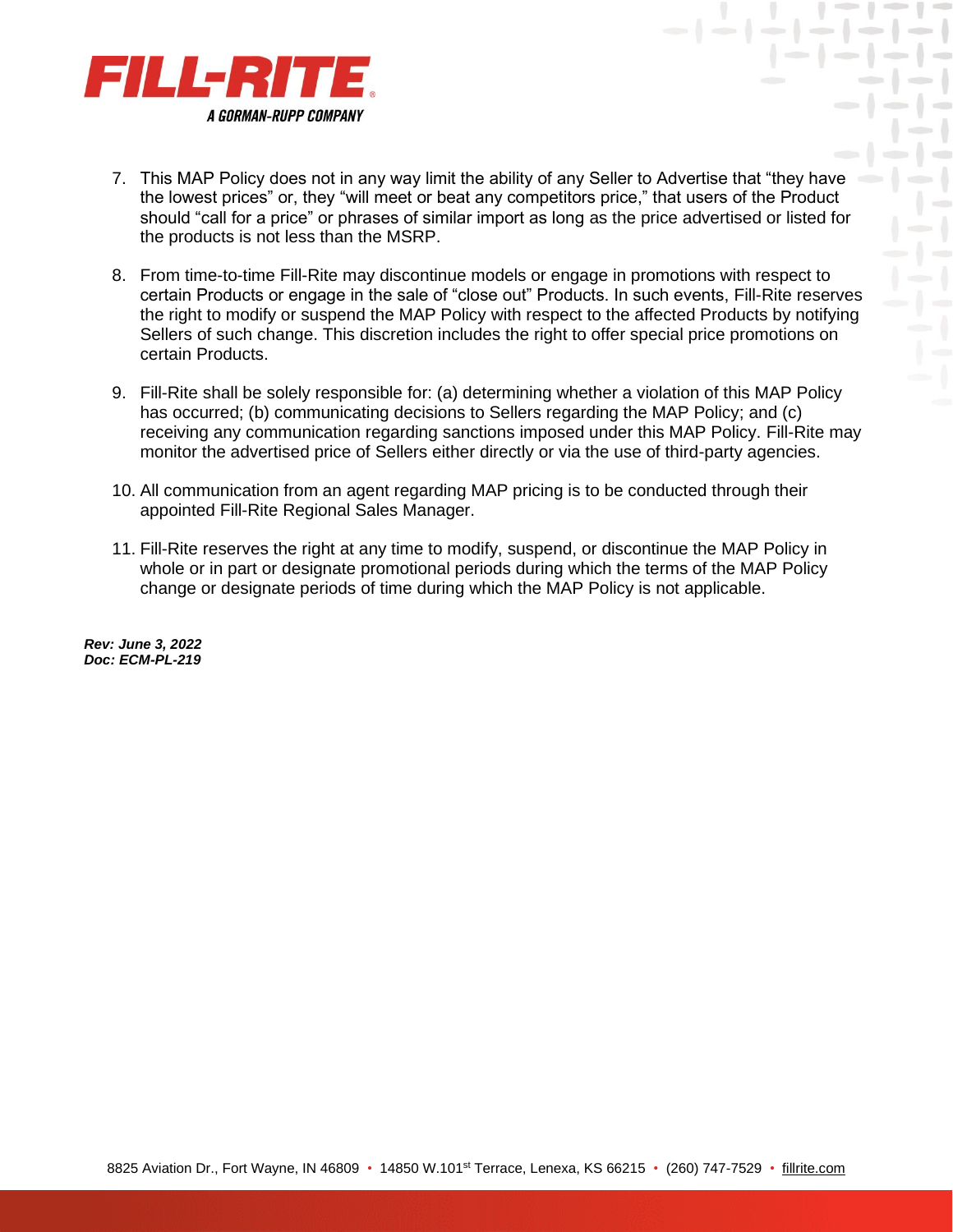7. This MAP Policy does not in any way limit the ability of any Seller to Advertise that "they have the lowest prices" or, they "will meet or beat any competitors price," that users of the Product should "call for a price" or phrases of similar import as long as the price advertised or listed for the products is not less than the MSRP.

8. From time-to-time Fill-Rite may discontinue models or engage in promotions with respect to certain Products or engage in the sale of "close out" Products. In such events, Fill-Rite reserves the right to modify or suspend the MAP Policy with respect to the affected Products by notifying Sellers of such change. This discretion includes the right to offer special price promotions on certain Products.

9. Fill-Rite shall be solely responsible for: (a) determining whether a violation of this MAP Policy has occurred; (b) communicating decisions to Sellers regarding the MAP Policy; and (c) receiving any communication regarding sanctions imposed under this MAP Policy. Fill-Rite may monitor the advertised price of Sellers either directly or via the use of third-party agencies.

10. All communication from an agent regarding MAP pricing is to be conducted through their appointed Fill-Rite Regional Sales Manager.

11. Fill-Rite reserves the right at any time to modify, suspend, or discontinue the MAP Policy in whole or in part or designate promotional periods during which the terms of the MAP Policy change or designate periods of time during which the MAP Policy is not applicable.

***Rev: June 3, 2022***
***Doc: ECM-PL-219***